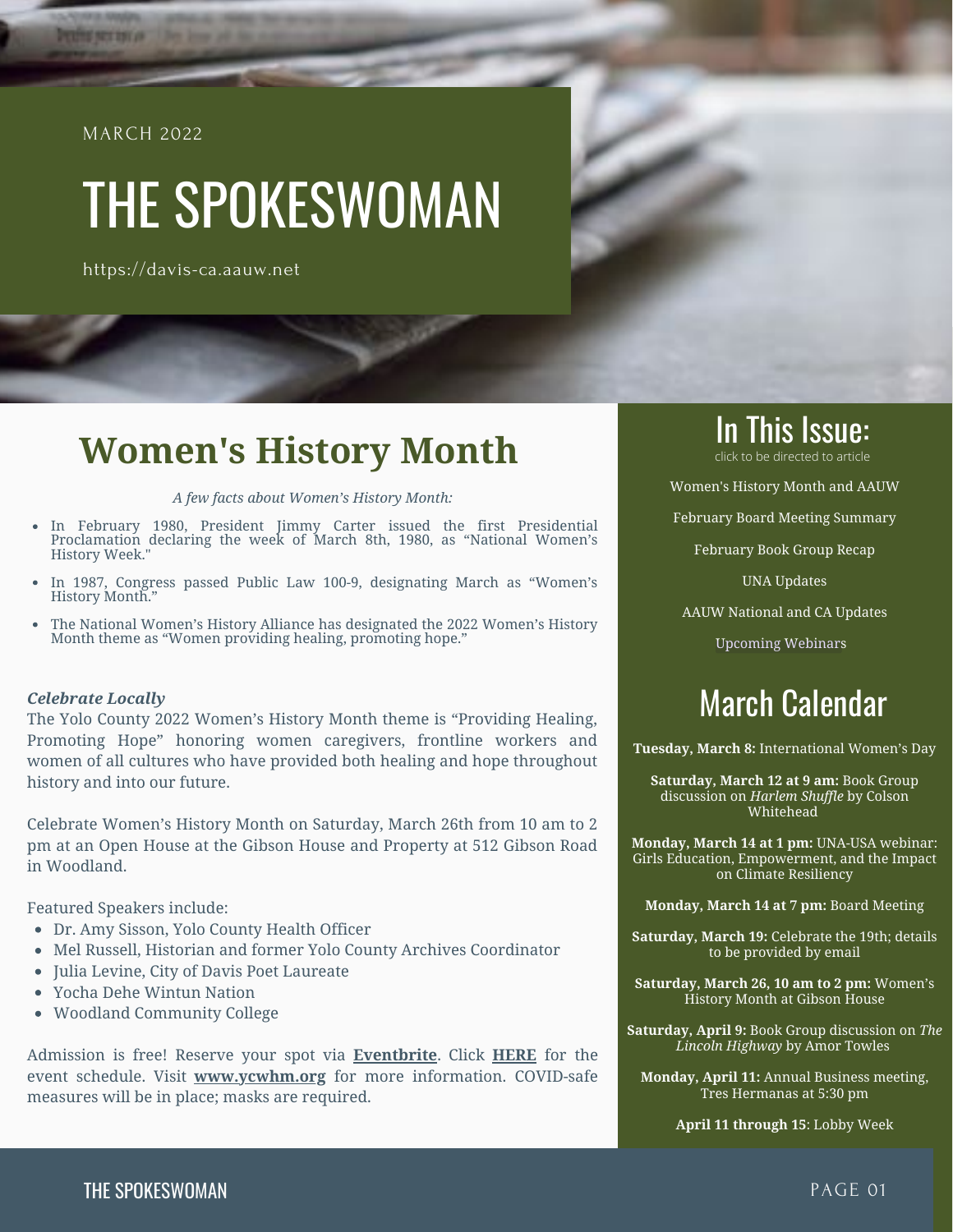MARCH 2022

# THE SPOKESWOMAN

https://davis-ca.aauw.net

## Women's History Month

*A few facts about Women's History Month:*

- In February 1980, President Jimmy Carter issued the first Presidential Proclamation declaring the week of March 8th, 1980, as "National Women's History Week."
- In 1987, Congress passed Public Law 100-9, designating March as "Women's History Month."
- The National Women's History Alliance has designated the 2022 Women's History Month theme as "Women providing healing, promoting hope."

***Celebrate Locally***

The Yolo County 2022 Women's History Month theme is "Providing Healing, Promoting Hope" honoring women caregivers, frontline workers and women of all cultures who have provided both healing and hope throughout history and into our future.

Celebrate Women's History Month on Saturday, March 26th from 10 am to 2 pm at an Open House at the Gibson House and Property at 512 Gibson Road in Woodland.

Featured Speakers include:

- Dr. Amy Sisson, Yolo County Health Officer
- Mel Russell, Historian and former Yolo County Archives Coordinator
- Julia Levine, City of Davis Poet Laureate
- Yocha Dehe Wintun Nation
- Woodland Community College

Admission is free! Reserve your spot via **Eventbrite**. Click **HERE** for the event schedule. Visit **www.ycwhm.org** for more information. COVID-safe measures will be in place; masks are required.

## In This Issue:

click to be directed to article

- Women's History Month and AAUW
- February Board Meeting Summary
- February Book Group Recap
- UNA Updates
- AAUW National and CA Updates
- Upcoming Webinars

## March Calendar

**Tuesday, March 8:** International Women's Day

**Saturday, March 12 at 9 am:** Book Group discussion on *Harlem Shuffle* by Colson Whitehead

**Monday, March 14 at 1 pm:** UNA-USA webinar: Girls Education, Empowerment, and the Impact on Climate Resiliency

**Monday, March 14 at 7 pm:** Board Meeting

**Saturday, March 19:** Celebrate the 19th; details to be provided by email

**Saturday, March 26, 10 am to 2 pm:** Women's History Month at Gibson House

**Saturday, April 9:** Book Group discussion on *The Lincoln Highway* by Amor Towles

**Monday, April 11:** Annual Business meeting, Tres Hermanas at 5:30 pm

**April 11 through 15**: Lobby Week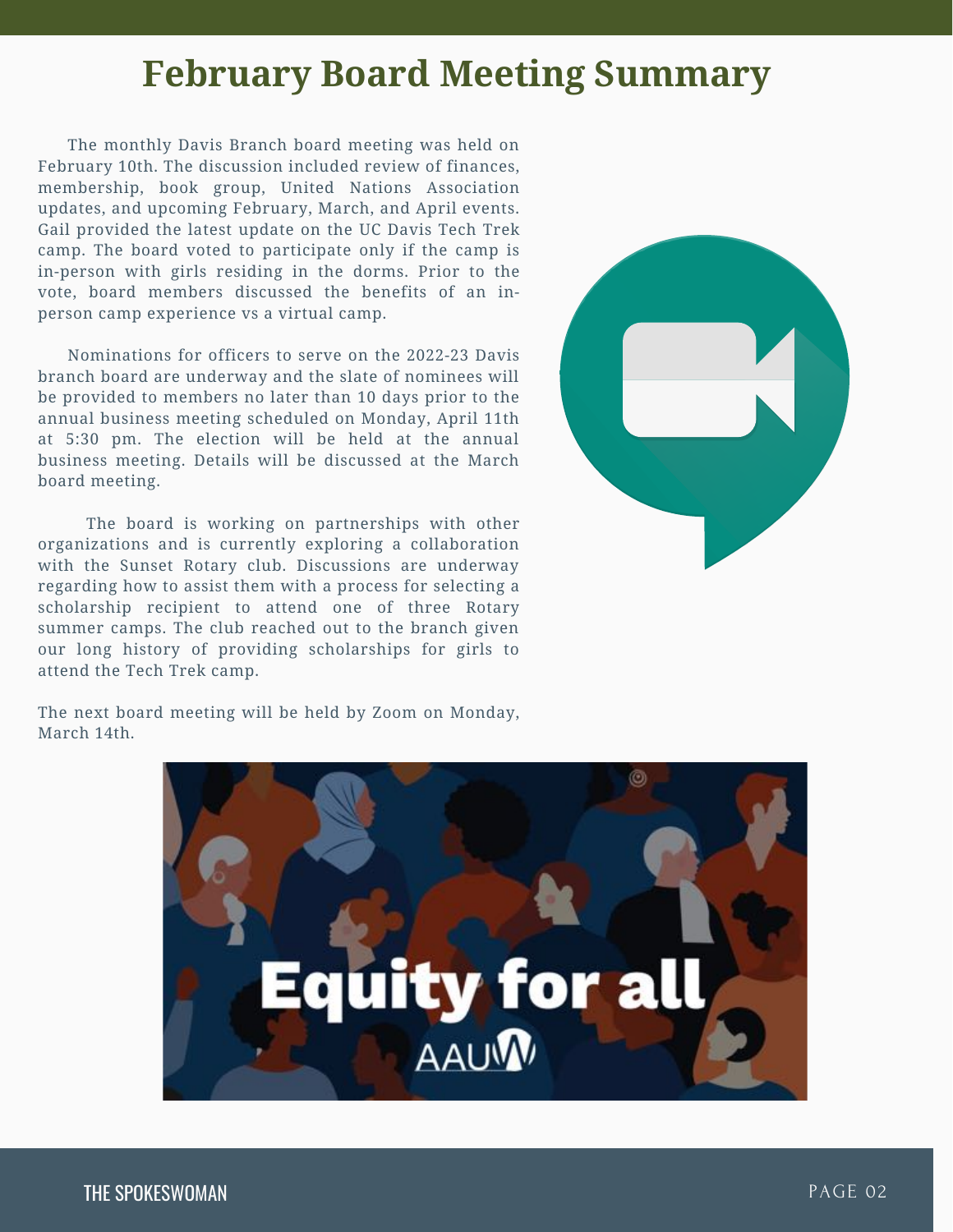# February Board Meeting Summary

The monthly Davis Branch board meeting was held on February 10th. The discussion included review of finances, membership, book group, United Nations Association updates, and upcoming February, March, and April events. Gail provided the latest update on the UC Davis Tech Trek camp. The board voted to participate only if the camp is in-person with girls residing in the dorms. Prior to the vote, board members discussed the benefits of an in-person camp experience vs a virtual camp.

Nominations for officers to serve on the 2022-23 Davis branch board are underway and the slate of nominees will be provided to members no later than 10 days prior to the annual business meeting scheduled on Monday, April 11th at 5:30 pm. The election will be held at the annual business meeting. Details will be discussed at the March board meeting.

The board is working on partnerships with other organizations and is currently exploring a collaboration with the Sunset Rotary club. Discussions are underway regarding how to assist them with a process for selecting a scholarship recipient to attend one of three Rotary summer camps. The club reached out to the branch given our long history of providing scholarships for girls to attend the Tech Trek camp.

The next board meeting will be held by Zoom on Monday, March 14th.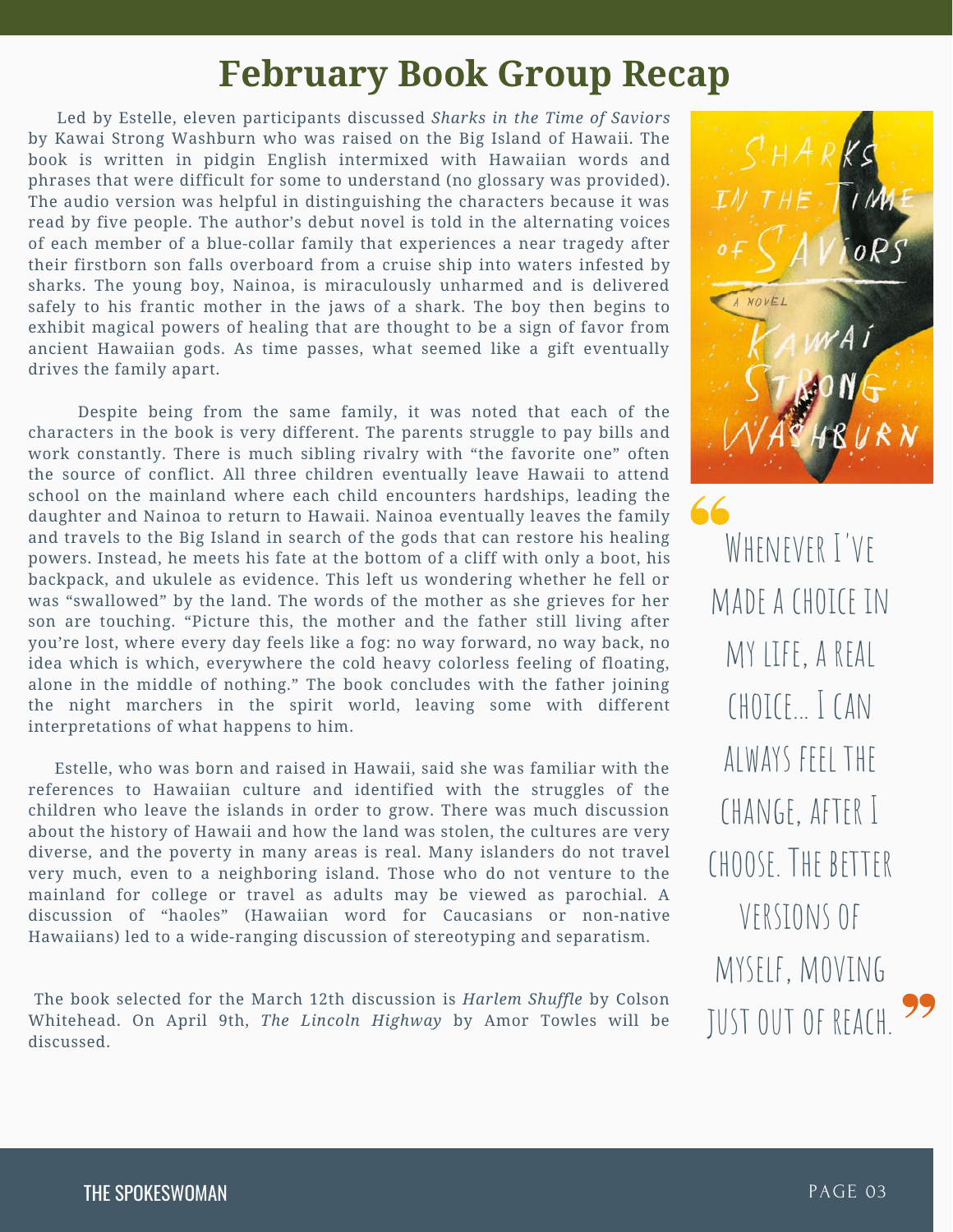# February Book Group Recap

Led by Estelle, eleven participants discussed *Sharks in the Time of Saviors* by Kawai Strong Washburn who was raised on the Big Island of Hawaii. The book is written in pidgin English intermixed with Hawaiian words and phrases that were difficult for some to understand (no glossary was provided). The audio version was helpful in distinguishing the characters because it was read by five people. The author's debut novel is told in the alternating voices of each member of a blue-collar family that experiences a near tragedy after their firstborn son falls overboard from a cruise ship into waters infested by sharks. The young boy, Nainoa, is miraculously unharmed and is delivered safely to his frantic mother in the jaws of a shark. The boy then begins to exhibit magical powers of healing that are thought to be a sign of favor from ancient Hawaiian gods. As time passes, what seemed like a gift eventually drives the family apart.

Despite being from the same family, it was noted that each of the characters in the book is very different. The parents struggle to pay bills and work constantly. There is much sibling rivalry with "the favorite one" often the source of conflict. All three children eventually leave Hawaii to attend school on the mainland where each child encounters hardships, leading the daughter and Nainoa to return to Hawaii. Nainoa eventually leaves the family and travels to the Big Island in search of the gods that can restore his healing powers. Instead, he meets his fate at the bottom of a cliff with only a boot, his backpack, and ukulele as evidence. This left us wondering whether he fell or was "swallowed" by the land. The words of the mother as she grieves for her son are touching. "Picture this, the mother and the father still living after you're lost, where every day feels like a fog: no way forward, no way back, no idea which is which, everywhere the cold heavy colorless feeling of floating, alone in the middle of nothing." The book concludes with the father joining the night marchers in the spirit world, leaving some with different interpretations of what happens to him.

Estelle, who was born and raised in Hawaii, said she was familiar with the references to Hawaiian culture and identified with the struggles of the children who leave the islands in order to grow. There was much discussion about the history of Hawaii and how the land was stolen, the cultures are very diverse, and the poverty in many areas is real. Many islanders do not travel very much, even to a neighboring island. Those who do not venture to the mainland for college or travel as adults may be viewed as parochial. A discussion of "haoles" (Hawaiian word for Caucasians or non-native Hawaiians) led to a wide-ranging discussion of stereotyping and separatism.

The book selected for the March 12th discussion is *Harlem Shuffle* by Colson Whitehead. On April 9th, *The Lincoln Highway* by Amor Towles will be discussed.

> "Whenever I've made a choice in my life, a real choice... I can always feel the change, after I choose. The better versions of myself, moving just out of reach."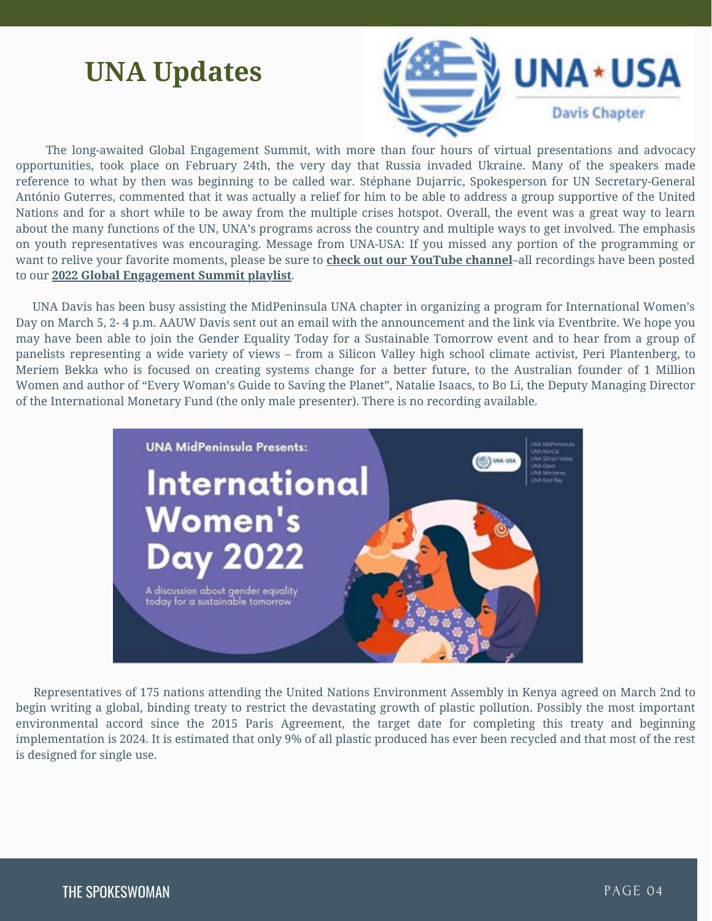# UNA Updates

The long-awaited Global Engagement Summit, with more than four hours of virtual presentations and advocacy opportunities, took place on February 24th, the very day that Russia invaded Ukraine. Many of the speakers made reference to what by then was beginning to be called war. Stéphane Dujarric, Spokesperson for UN Secretary-General António Guterres, commented that it was actually a relief for him to be able to address a group supportive of the United Nations and for a short while to be away from the multiple crises hotspot. Overall, the event was a great way to learn about the many functions of the UN, UNA's programs across the country and multiple ways to get involved. The emphasis on youth representatives was encouraging. Message from UNA-USA: If you missed any portion of the programming or want to relive your favorite moments, please be sure to **check out our YouTube channel**–all recordings have been posted to our **2022 Global Engagement Summit playlist**.

UNA Davis has been busy assisting the MidPeninsula UNA chapter in organizing a program for International Women's Day on March 5, 2- 4 p.m. AAUW Davis sent out an email with the announcement and the link via Eventbrite. We hope you may have been able to join the Gender Equality Today for a Sustainable Tomorrow event and to hear from a group of panelists representing a wide variety of views – from a Silicon Valley high school climate activist, Peri Plantenberg, to Meriem Bekka who is focused on creating systems change for a better future, to the Australian founder of 1 Million Women and author of "Every Woman's Guide to Saving the Planet", Natalie Isaacs, to Bo Li, the Deputy Managing Director of the International Monetary Fund (the only male presenter). There is no recording available.

Representatives of 175 nations attending the United Nations Environment Assembly in Kenya agreed on March 2nd to begin writing a global, binding treaty to restrict the devastating growth of plastic pollution. Possibly the most important environmental accord since the 2015 Paris Agreement, the target date for completing this treaty and beginning implementation is 2024. It is estimated that only 9% of all plastic produced has ever been recycled and that most of the rest is designed for single use.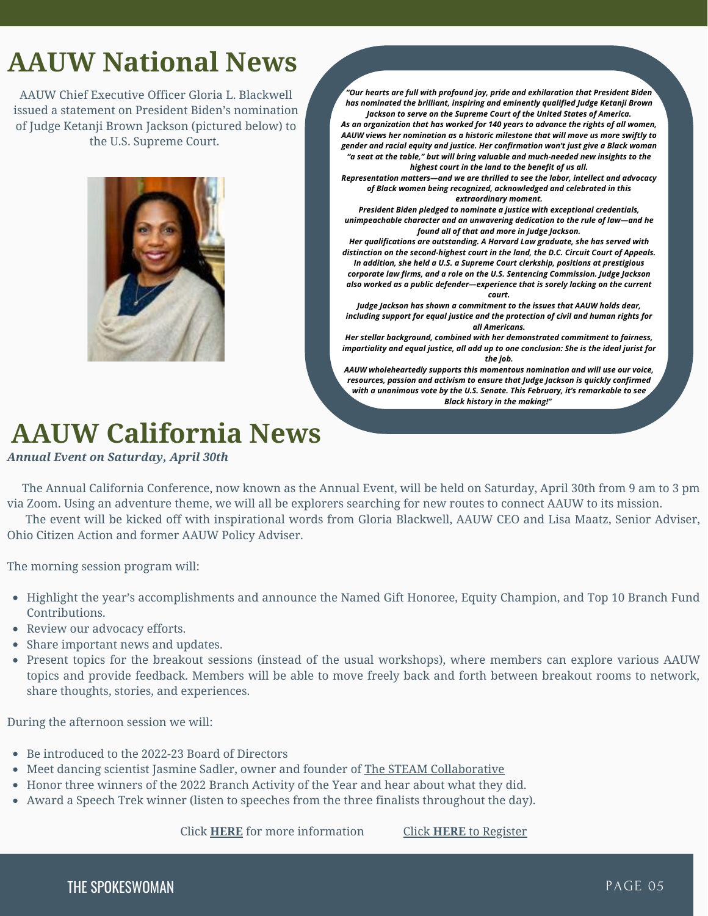# AAUW National News

AAUW Chief Executive Officer Gloria L. Blackwell issued a statement on President Biden's nomination of Judge Ketanji Brown Jackson (pictured below) to the U.S. Supreme Court.

***"Our hearts are full with profound joy, pride and exhilaration that President Biden has nominated the brilliant, inspiring and eminently qualified Judge Ketanji Brown Jackson to serve on the Supreme Court of the United States of America.***

***As an organization that has worked for 140 years to advance the rights of all women, AAUW views her nomination as a historic milestone that will move us more swiftly to gender and racial equity and justice. Her confirmation won't just give a Black woman "a seat at the table," but will bring valuable and much-needed new insights to the highest court in the land to the benefit of us all.***

***Representation matters—and we are thrilled to see the labor, intellect and advocacy of Black women being recognized, acknowledged and celebrated in this extraordinary moment.***

***President Biden pledged to nominate a justice with exceptional credentials, unimpeachable character and an unwavering dedication to the rule of law—and he found all of that and more in Judge Jackson.***

***Her qualifications are outstanding. A Harvard Law graduate, she has served with distinction on the second-highest court in the land, the D.C. Circuit Court of Appeals. In addition, she held a U.S. a Supreme Court clerkship, positions at prestigious corporate law firms, and a role on the U.S. Sentencing Commission. Judge Jackson also worked as a public defender—experience that is sorely lacking on the current court.***

***Judge Jackson has shown a commitment to the issues that AAUW holds dear, including support for equal justice and the protection of civil and human rights for all Americans.***

***Her stellar background, combined with her demonstrated commitment to fairness, impartiality and equal justice, all add up to one conclusion: She is the ideal jurist for the job.***

***AAUW wholeheartedly supports this momentous nomination and will use our voice, resources, passion and activism to ensure that Judge Jackson is quickly confirmed with a unanimous vote by the U.S. Senate. This February, it's remarkable to see Black history in the making!"***

# AAUW California News

***Annual Event on Saturday, April 30th***

The Annual California Conference, now known as the Annual Event, will be held on Saturday, April 30th from 9 am to 3 pm via Zoom. Using an adventure theme, we will all be explorers searching for new routes to connect AAUW to its mission.

The event will be kicked off with inspirational words from Gloria Blackwell, AAUW CEO and Lisa Maatz, Senior Adviser, Ohio Citizen Action and former AAUW Policy Adviser.

The morning session program will:

- Highlight the year's accomplishments and announce the Named Gift Honoree, Equity Champion, and Top 10 Branch Fund Contributions.
- Review our advocacy efforts.
- Share important news and updates.
- Present topics for the breakout sessions (instead of the usual workshops), where members can explore various AAUW topics and provide feedback. Members will be able to move freely back and forth between breakout rooms to network, share thoughts, stories, and experiences.

During the afternoon session we will:

- Be introduced to the 2022-23 Board of Directors
- Meet dancing scientist Jasmine Sadler, owner and founder of The STEAM Collaborative
- Honor three winners of the 2022 Branch Activity of the Year and hear about what they did.
- Award a Speech Trek winner (listen to speeches from the three finalists throughout the day).

Click **HERE** for more information    Click **HERE** to Register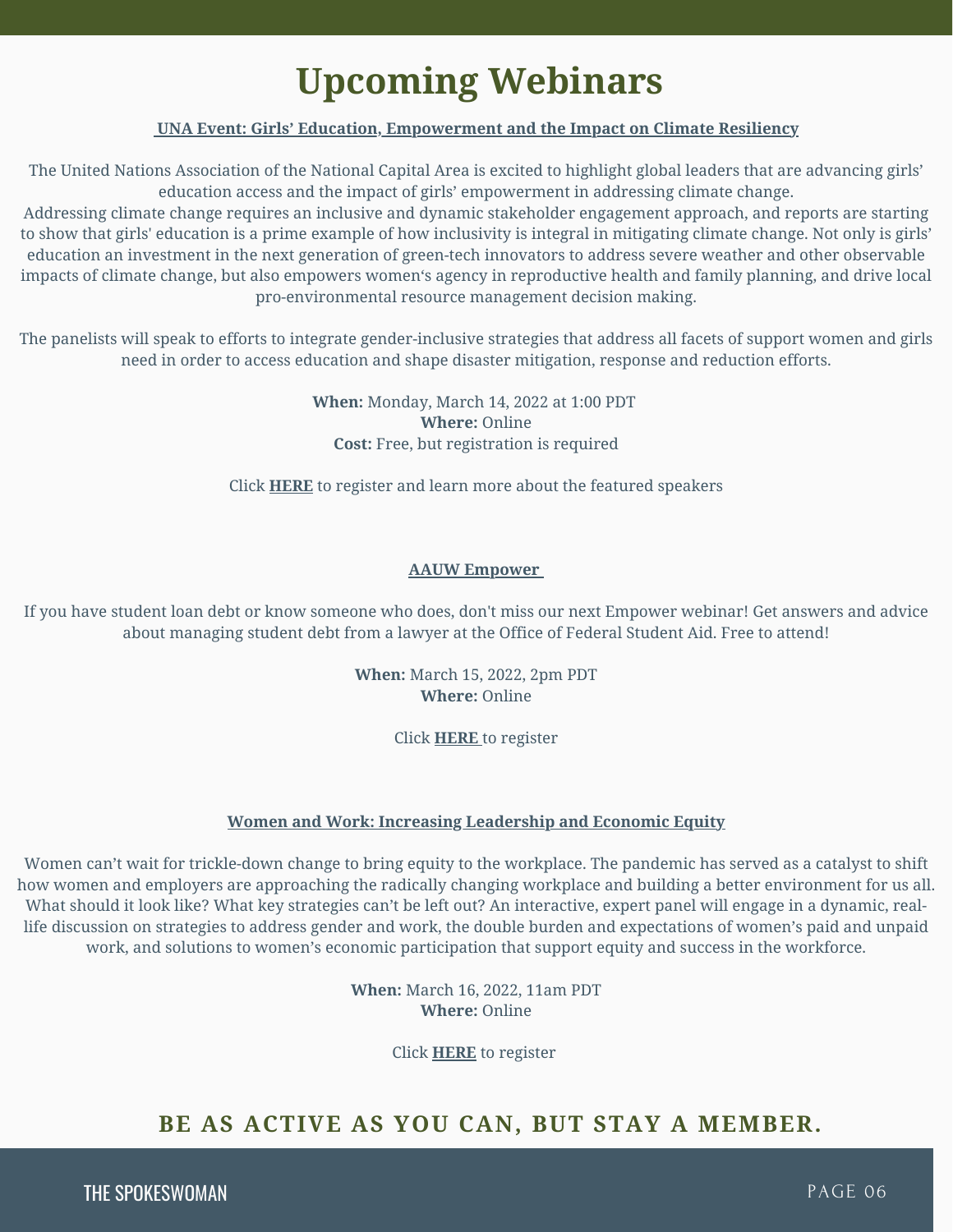# Upcoming Webinars

**UNA Event: Girls' Education, Empowerment and the Impact on Climate Resiliency**

The United Nations Association of the National Capital Area is excited to highlight global leaders that are advancing girls' education access and the impact of girls' empowerment in addressing climate change.
Addressing climate change requires an inclusive and dynamic stakeholder engagement approach, and reports are starting to show that girls' education is a prime example of how inclusivity is integral in mitigating climate change. Not only is girls' education an investment in the next generation of green-tech innovators to address severe weather and other observable impacts of climate change, but also empowers women's agency in reproductive health and family planning, and drive local pro-environmental resource management decision making.

The panelists will speak to efforts to integrate gender-inclusive strategies that address all facets of support women and girls need in order to access education and shape disaster mitigation, response and reduction efforts.

**When:** Monday, March 14, 2022 at 1:00 PDT
**Where:** Online
**Cost:** Free, but registration is required

Click **HERE** to register and learn more about the featured speakers

**AAUW Empower**

If you have student loan debt or know someone who does, don't miss our next Empower webinar! Get answers and advice about managing student debt from a lawyer at the Office of Federal Student Aid. Free to attend!

**When:** March 15, 2022, 2pm PDT
**Where:** Online

Click **HERE** to register

**Women and Work: Increasing Leadership and Economic Equity**

Women can't wait for trickle-down change to bring equity to the workplace. The pandemic has served as a catalyst to shift how women and employers are approaching the radically changing workplace and building a better environment for us all. What should it look like? What key strategies can't be left out? An interactive, expert panel will engage in a dynamic, real-life discussion on strategies to address gender and work, the double burden and expectations of women's paid and unpaid work, and solutions to women's economic participation that support equity and success in the workforce.

**When:** March 16, 2022, 11am PDT
**Where:** Online

Click **HERE** to register

## BE AS ACTIVE AS YOU CAN, BUT STAY A MEMBER.